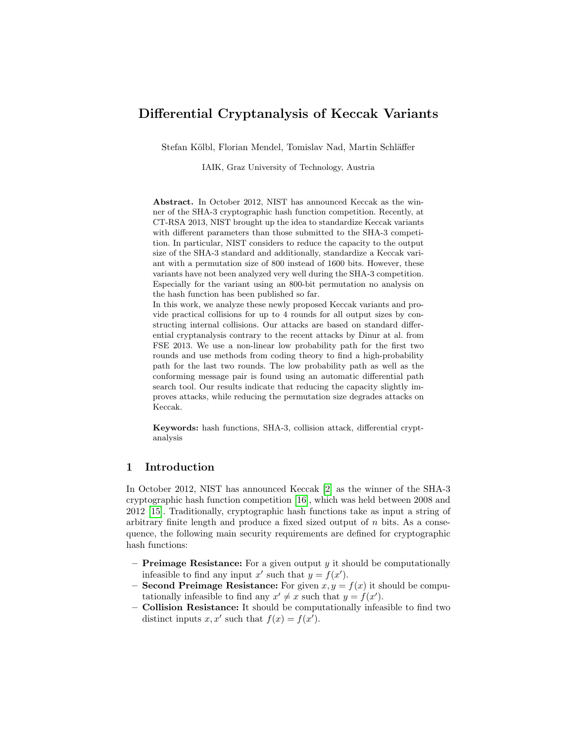# Differential Cryptanalysis of Keccak Variants

Stefan Kölbl, Florian Mendel, Tomislav Nad, Martin Schläffer

IAIK, Graz University of Technology, Austria

**Abstract.** In October 2012, NIST has announced Keccak as the winner of the SHA-3 cryptographic hash function competition. Recently, at CT-RSA 2013, NIST brought up the idea to standardize Keccak variants with different parameters than those submitted to the SHA-3 competition. In particular, NIST considers to reduce the capacity to the output size of the SHA-3 standard and additionally, standardize a Keccak variant with a permutation size of 800 instead of 1600 bits. However, these variants have not been analyzed very well during the SHA-3 competition. Especially for the variant using an 800-bit permutation no analysis on the hash function has been published so far.

In this work, we analyze these newly proposed Keccak variants and provide practical collisions for up to 4 rounds for all output sizes by constructing internal collisions. Our attacks are based on standard differential cryptanalysis contrary to the recent attacks by Dinur at al. from FSE 2013. We use a non-linear low probability path for the first two rounds and use methods from coding theory to find a high-probability path for the last two rounds. The low probability path as well as the conforming message pair is found using an automatic differential path search tool. Our results indicate that reducing the capacity slightly improves attacks, while reducing the permutation size degrades attacks on Keccak.

**Keywords:** hash functions, SHA-3, collision attack, differential cryptanalysis

## 1 Introduction

In October 2012, NIST has announced Keccak [2] as the winner of the SHA-3 cryptographic hash function competition [16], which was held between 2008 and 2012 [15]. Traditionally, cryptographic hash functions take as input a string of arbitrary finite length and produce a fixed sized output of $n$ bits. As a consequence, the following main security requirements are defined for cryptographic hash functions:

- **Preimage Resistance:** For a given output $y$ it should be computationally infeasible to find any input $x'$ such that $y = f(x')$.
- **Second Preimage Resistance:** For given $x, y = f(x)$ it should be computationally infeasible to find any $x' \neq x$ such that $y = f(x')$.
- **Collision Resistance:** It should be computationally infeasible to find two distinct inputs $x, x'$ such that $f(x) = f(x')$.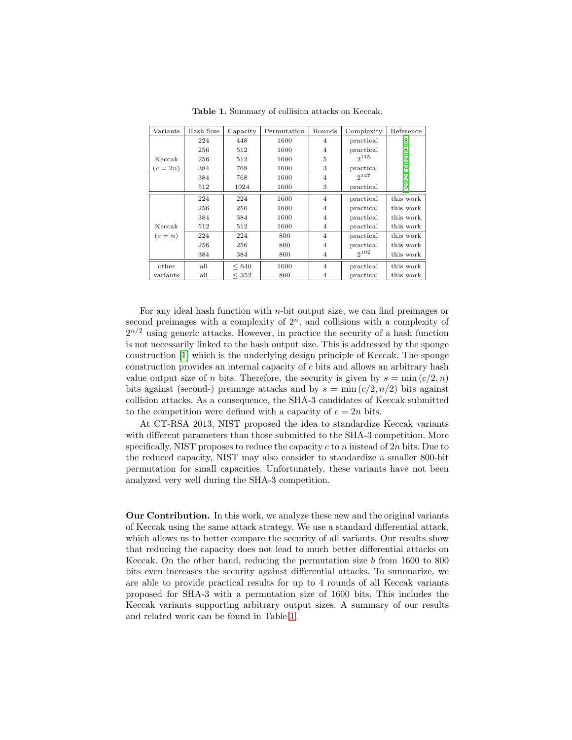**Table 1.** Summary of collision attacks on Keccak.

| Variants | Hash Size | Capacity | Permutation | Rounds | Complexity | Reference |
|---|---|---|---|---|---|---|
| Keccak ($c = 2n$) | 224 | 448 | 1600 | 4 | practical | [8] |
| | 256 | 512 | 1600 | 4 | practical | [8] |
| | 256 | 512 | 1600 | 5 | $2^{115}$ | [9] |
| | 384 | 768 | 1600 | 3 | practical | [9] |
| | 384 | 768 | 1600 | 4 | $2^{147}$ | [9] |
| | 512 | 1024 | 1600 | 3 | practical | [9] |
| Keccak ($c = n$) | 224 | 224 | 1600 | 4 | practical | this work |
| | 256 | 256 | 1600 | 4 | practical | this work |
| | 384 | 384 | 1600 | 4 | practical | this work |
| | 512 | 512 | 1600 | 4 | practical | this work |
| | 224 | 224 | 800 | 4 | practical | this work |
| | 256 | 256 | 800 | 4 | practical | this work |
| | 384 | 384 | 800 | 4 | $2^{102}$ | this work |
| other variants | all | $\leq 640$ | 1600 | 4 | practical | this work |
| | all | $\leq 352$ | 800 | 4 | practical | this work |

For any ideal hash function with $n$-bit output size, we can find preimages or second preimages with a complexity of $2^n$, and collisions with a complexity of $2^{n/2}$ using generic attacks. However, in practice the security of a hash function is not necessarily linked to the hash output size. This is addressed by the sponge construction [1] which is the underlying design principle of Keccak. The sponge construction provides an internal capacity of $c$ bits and allows an arbitrary hash value output size of $n$ bits. Therefore, the security is given by $s = \min(c/2, n)$ bits against (second-) preimage attacks and by $s = \min(c/2, n/2)$ bits against collision attacks. As a consequence, the SHA-3 candidates of Keccak submitted to the competition were defined with a capacity of $c = 2n$ bits.

At CT-RSA 2013, NIST proposed the idea to standardize Keccak variants with different parameters than those submitted to the SHA-3 competition. More specifically, NIST proposes to reduce the capacity $c$ to $n$ instead of $2n$ bits. Due to the reduced capacity, NIST may also consider to standardize a smaller 800-bit permutation for small capacities. Unfortunately, these variants have not been analyzed very well during the SHA-3 competition.

**Our Contribution.** In this work, we analyze these new and the original variants of Keccak using the same attack strategy. We use a standard differential attack, which allows us to better compare the security of all variants. Our results show that reducing the capacity does not lead to much better differential attacks on Keccak. On the other hand, reducing the permutation size $b$ from 1600 to 800 bits even increases the security against differential attacks. To summarize, we are able to provide practical results for up to 4 rounds of all Keccak variants proposed for SHA-3 with a permutation size of 1600 bits. This includes the Keccak variants supporting arbitrary output sizes. A summary of our results and related work can be found in Table 1.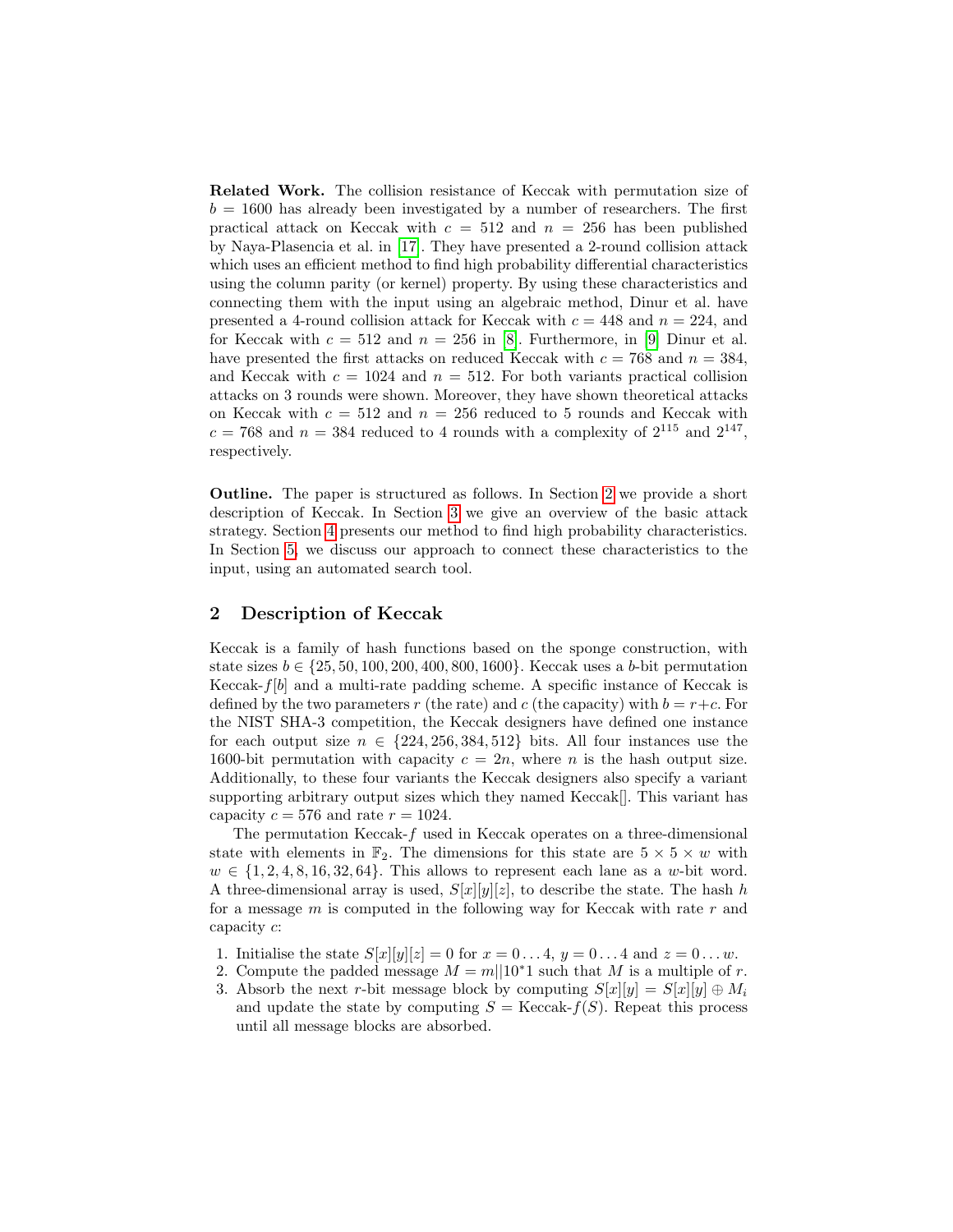**Related Work.** The collision resistance of Keccak with permutation size of $b = 1600$ has already been investigated by a number of researchers. The first practical attack on Keccak with $c = 512$ and $n = 256$ has been published by Naya-Plasencia et al. in [17]. They have presented a 2-round collision attack which uses an efficient method to find high probability differential characteristics using the column parity (or kernel) property. By using these characteristics and connecting them with the input using an algebraic method, Dinur et al. have presented a 4-round collision attack for Keccak with $c = 448$ and $n = 224$, and for Keccak with $c = 512$ and $n = 256$ in [8]. Furthermore, in [9] Dinur et al. have presented the first attacks on reduced Keccak with $c = 768$ and $n = 384$, and Keccak with $c = 1024$ and $n = 512$. For both variants practical collision attacks on 3 rounds were shown. Moreover, they have shown theoretical attacks on Keccak with $c = 512$ and $n = 256$ reduced to 5 rounds and Keccak with $c = 768$ and $n = 384$ reduced to 4 rounds with a complexity of $2^{115}$ and $2^{147}$, respectively.

**Outline.** The paper is structured as follows. In Section 2 we provide a short description of Keccak. In Section 3 we give an overview of the basic attack strategy. Section 4 presents our method to find high probability characteristics. In Section 5, we discuss our approach to connect these characteristics to the input, using an automated search tool.

## 2 Description of Keccak

Keccak is a family of hash functions based on the sponge construction, with state sizes $b \in \{25, 50, 100, 200, 400, 800, 1600\}$. Keccak uses a $b$-bit permutation Keccak-$f[b]$ and a multi-rate padding scheme. A specific instance of Keccak is defined by the two parameters $r$ (the rate) and $c$ (the capacity) with $b = r + c$. For the NIST SHA-3 competition, the Keccak designers have defined one instance for each output size $n \in \{224, 256, 384, 512\}$ bits. All four instances use the 1600-bit permutation with capacity $c = 2n$, where $n$ is the hash output size. Additionally, to these four variants the Keccak designers also specify a variant supporting arbitrary output sizes which they named Keccak[]. This variant has capacity $c = 576$ and rate $r = 1024$.

The permutation Keccak-$f$ used in Keccak operates on a three-dimensional state with elements in $\mathbb{F}_2$. The dimensions for this state are $5 \times 5 \times w$ with $w \in \{1, 2, 4, 8, 16, 32, 64\}$. This allows to represent each lane as a $w$-bit word. A three-dimensional array is used, $S[x][y][z]$, to describe the state. The hash $h$ for a message $m$ is computed in the following way for Keccak with rate $r$ and capacity $c$:

1. Initialise the state $S[x][y][z] = 0$ for $x = 0 \dots 4$, $y = 0 \dots 4$ and $z = 0 \dots w$.
2. Compute the padded message $M = m||10^*1$ such that $M$ is a multiple of $r$.
3. Absorb the next $r$-bit message block by computing $S[x][y] = S[x][y] \oplus M_i$ and update the state by computing $S = \text{Keccak-}f(S)$. Repeat this process until all message blocks are absorbed.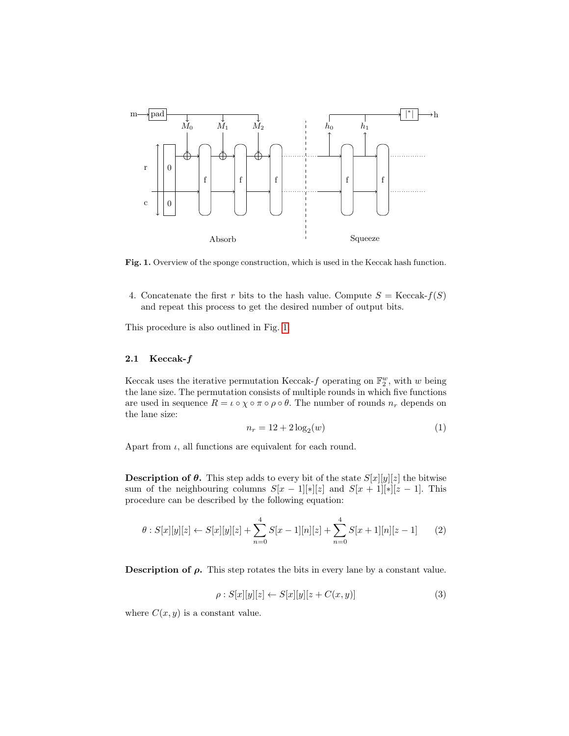**Fig. 1.** Overview of the sponge construction, which is used in the Keccak hash function.

4. Concatenate the first $r$ bits to the hash value. Compute $S = \text{Keccak-}f(S)$ and repeat this process to get the desired number of output bits.

This procedure is also outlined in Fig. 1.

### 2.1 Keccak-$f$

Keccak uses the iterative permutation Keccak-$f$ operating on $\mathbb{F}_2^w$, with $w$ being the lane size. The permutation consists of multiple rounds in which five functions are used in sequence $R = \iota \circ \chi \circ \pi \circ \rho \circ \theta$. The number of rounds $n_r$ depends on the lane size:

$$n_r = 12 + 2\log_2(w) \tag{1}$$

Apart from $\iota$, all functions are equivalent for each round.

**Description of $\boldsymbol{\theta}$.** This step adds to every bit of the state $S[x][y][z]$ the bitwise sum of the neighbouring columns $S[x-1][*][z]$ and $S[x+1][*][z-1]$. This procedure can be described by the following equation:

$$\theta : S[x][y][z] \leftarrow S[x][y][z] + \sum_{n=0}^{4} S[x-1][n][z] + \sum_{n=0}^{4} S[x+1][n][z-1] \tag{2}$$

**Description of $\boldsymbol{\rho}$.** This step rotates the bits in every lane by a constant value.

$$\rho : S[x][y][z] \leftarrow S[x][y][z + C(x,y)] \tag{3}$$

where $C(x,y)$ is a constant value.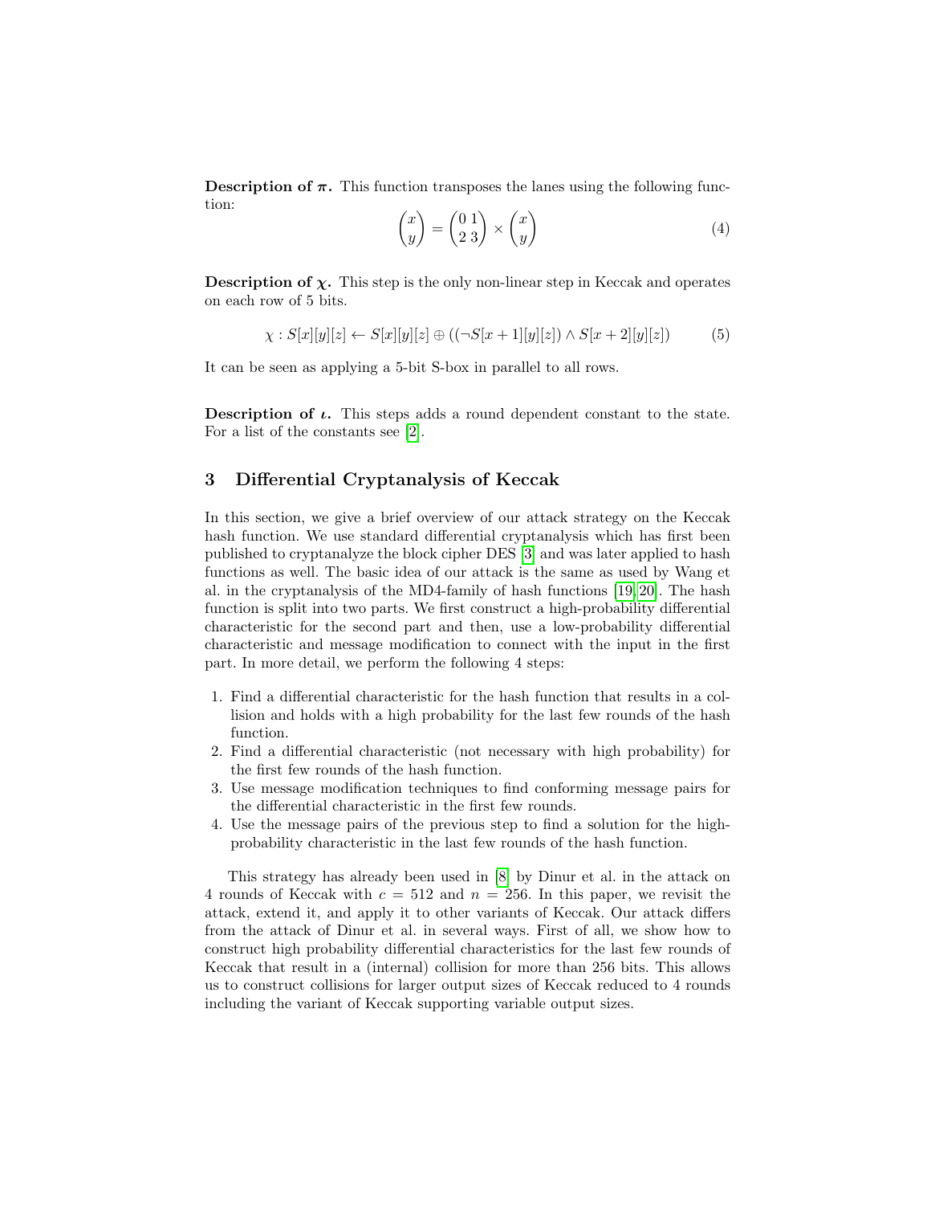**Description of $\pi$.** This function transposes the lanes using the following function:

$$\begin{pmatrix} x \\ y \end{pmatrix} = \begin{pmatrix} 0 & 1 \\ 2 & 3 \end{pmatrix} \times \begin{pmatrix} x \\ y \end{pmatrix} \tag{4}$$

**Description of $\chi$.** This step is the only non-linear step in Keccak and operates on each row of 5 bits.

$$\chi : S[x][y][z] \leftarrow S[x][y][z] \oplus ((\neg S[x+1][y][z]) \wedge S[x+2][y][z]) \tag{5}$$

It can be seen as applying a 5-bit S-box in parallel to all rows.

**Description of $\iota$.** This steps adds a round dependent constant to the state. For a list of the constants see [2].

## 3 Differential Cryptanalysis of Keccak

In this section, we give a brief overview of our attack strategy on the Keccak hash function. We use standard differential cryptanalysis which has first been published to cryptanalyze the block cipher DES [3] and was later applied to hash functions as well. The basic idea of our attack is the same as used by Wang et al. in the cryptanalysis of the MD4-family of hash functions [19,20]. The hash function is split into two parts. We first construct a high-probability differential characteristic for the second part and then, use a low-probability differential characteristic and message modification to connect with the input in the first part. In more detail, we perform the following 4 steps:

1. Find a differential characteristic for the hash function that results in a collision and holds with a high probability for the last few rounds of the hash function.
2. Find a differential characteristic (not necessary with high probability) for the first few rounds of the hash function.
3. Use message modification techniques to find conforming message pairs for the differential characteristic in the first few rounds.
4. Use the message pairs of the previous step to find a solution for the high-probability characteristic in the last few rounds of the hash function.

This strategy has already been used in [8] by Dinur et al. in the attack on 4 rounds of Keccak with $c = 512$ and $n = 256$. In this paper, we revisit the attack, extend it, and apply it to other variants of Keccak. Our attack differs from the attack of Dinur et al. in several ways. First of all, we show how to construct high probability differential characteristics for the last few rounds of Keccak that result in a (internal) collision for more than 256 bits. This allows us to construct collisions for larger output sizes of Keccak reduced to 4 rounds including the variant of Keccak supporting variable output sizes.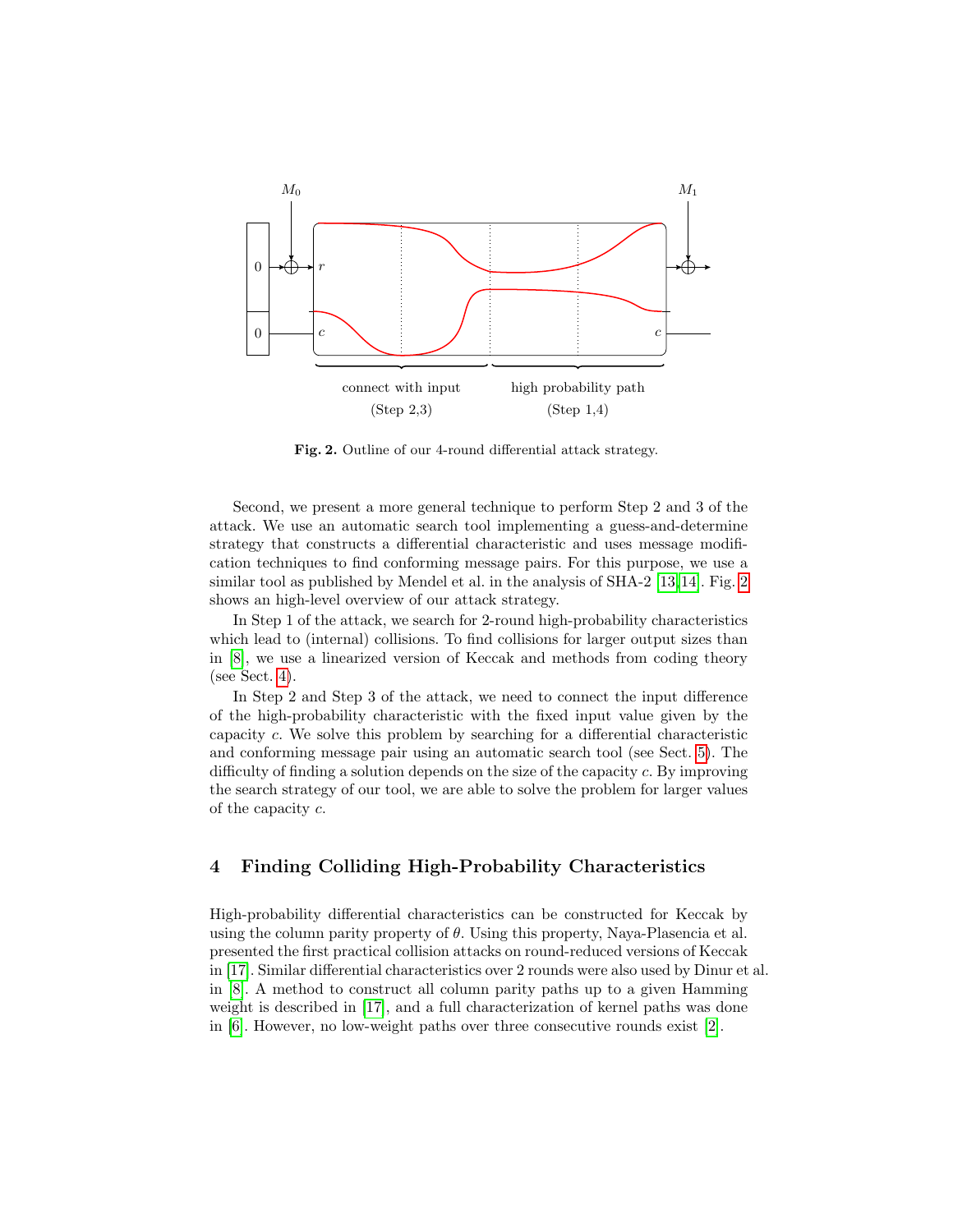**Fig. 2.** Outline of our 4-round differential attack strategy.

Second, we present a more general technique to perform Step 2 and 3 of the attack. We use an automatic search tool implementing a guess-and-determine strategy that constructs a differential characteristic and uses message modification techniques to find conforming message pairs. For this purpose, we use a similar tool as published by Mendel et al. in the analysis of SHA-2 [13,14]. Fig. 2 shows an high-level overview of our attack strategy.

In Step 1 of the attack, we search for 2-round high-probability characteristics which lead to (internal) collisions. To find collisions for larger output sizes than in [8], we use a linearized version of Keccak and methods from coding theory (see Sect. 4).

In Step 2 and Step 3 of the attack, we need to connect the input difference of the high-probability characteristic with the fixed input value given by the capacity $c$. We solve this problem by searching for a differential characteristic and conforming message pair using an automatic search tool (see Sect. 5). The difficulty of finding a solution depends on the size of the capacity $c$. By improving the search strategy of our tool, we are able to solve the problem for larger values of the capacity $c$.

## 4 Finding Colliding High-Probability Characteristics

High-probability differential characteristics can be constructed for Keccak by using the column parity property of $\theta$. Using this property, Naya-Plasencia et al. presented the first practical collision attacks on round-reduced versions of Keccak in [17]. Similar differential characteristics over 2 rounds were also used by Dinur et al. in [8]. A method to construct all column parity paths up to a given Hamming weight is described in [17], and a full characterization of kernel paths was done in [6]. However, no low-weight paths over three consecutive rounds exist [2].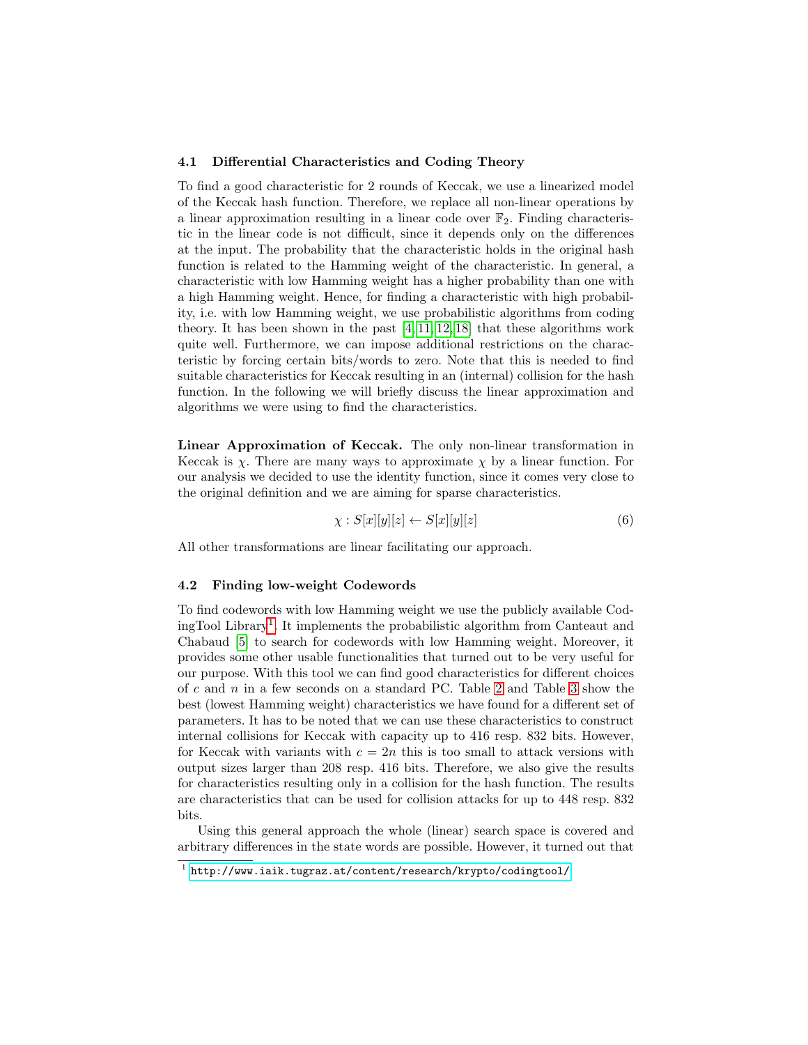### 4.1 Differential Characteristics and Coding Theory

To find a good characteristic for 2 rounds of Keccak, we use a linearized model of the Keccak hash function. Therefore, we replace all non-linear operations by a linear approximation resulting in a linear code over $\mathbb{F}_2$. Finding characteristic in the linear code is not difficult, since it depends only on the differences at the input. The probability that the characteristic holds in the original hash function is related to the Hamming weight of the characteristic. In general, a characteristic with low Hamming weight has a higher probability than one with a high Hamming weight. Hence, for finding a characteristic with high probability, i.e. with low Hamming weight, we use probabilistic algorithms from coding theory. It has been shown in the past [4,11,12,18] that these algorithms work quite well. Furthermore, we can impose additional restrictions on the characteristic by forcing certain bits/words to zero. Note that this is needed to find suitable characteristics for Keccak resulting in an (internal) collision for the hash function. In the following we will briefly discuss the linear approximation and algorithms we were using to find the characteristics.

**Linear Approximation of Keccak.** The only non-linear transformation in Keccak is $\chi$. There are many ways to approximate $\chi$ by a linear function. For our analysis we decided to use the identity function, since it comes very close to the original definition and we are aiming for sparse characteristics.

$$\chi : S[x][y][z] \leftarrow S[x][y][z] \tag{6}$$

All other transformations are linear facilitating our approach.

### 4.2 Finding low-weight Codewords

To find codewords with low Hamming weight we use the publicly available CodingTool Library[1]. It implements the probabilistic algorithm from Canteaut and Chabaud [5] to search for codewords with low Hamming weight. Moreover, it provides some other usable functionalities that turned out to be very useful for our purpose. With this tool we can find good characteristics for different choices of $c$ and $n$ in a few seconds on a standard PC. Table 2 and Table 3 show the best (lowest Hamming weight) characteristics we have found for a different set of parameters. It has to be noted that we can use these characteristics to construct internal collisions for Keccak with capacity up to 416 resp. 832 bits. However, for Keccak with variants with $c = 2n$ this is too small to attack versions with output sizes larger than 208 resp. 416 bits. Therefore, we also give the results for characteristics resulting only in a collision for the hash function. The results are characteristics that can be used for collision attacks for up to 448 resp. 832 bits.

Using this general approach the whole (linear) search space is covered and arbitrary differences in the state words are possible. However, it turned out that

[1] http://www.iaik.tugraz.at/content/research/krypto/codingtool/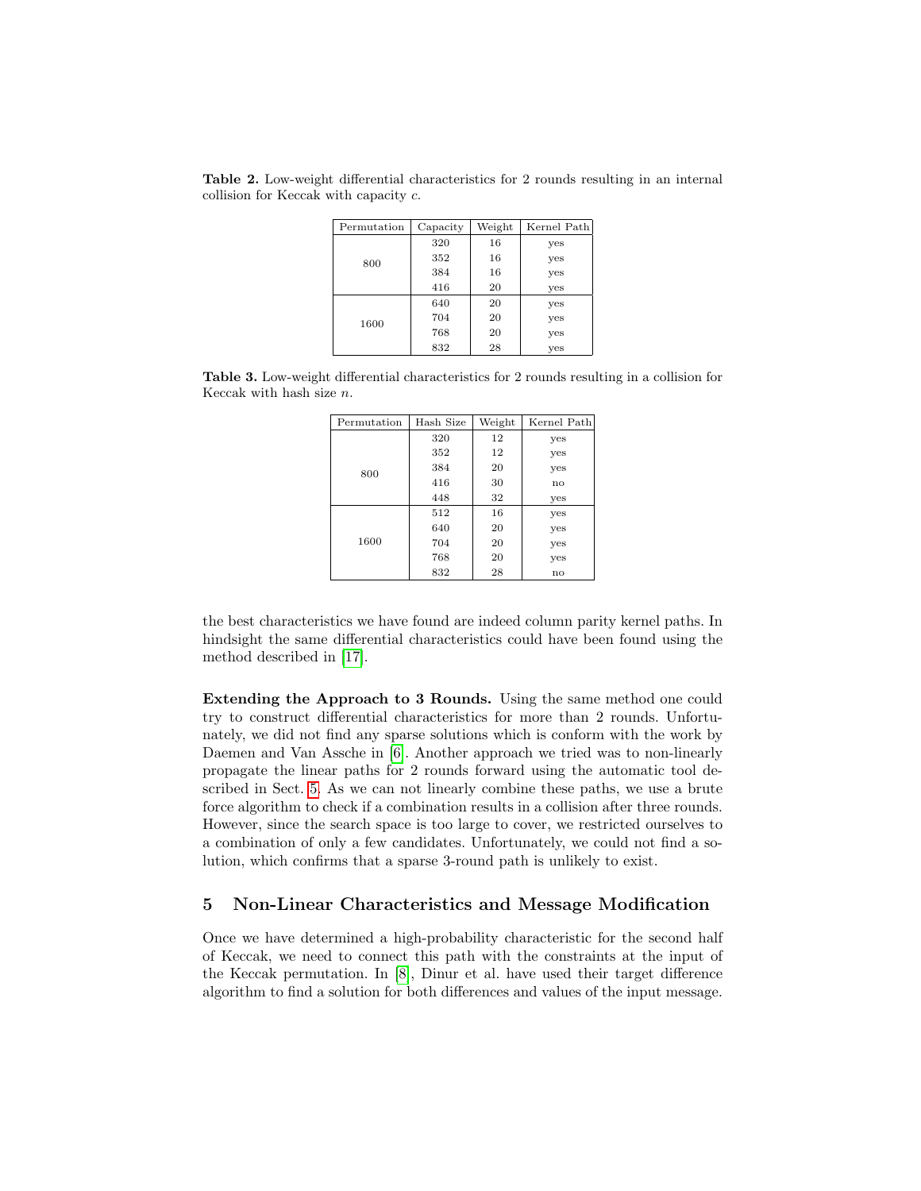**Table 2.** Low-weight differential characteristics for 2 rounds resulting in an internal collision for Keccak with capacity $c$.

| Permutation | Capacity | Weight | Kernel Path |
|---|---|---|---|
| 800 | 320 | 16 | yes |
| | 352 | 16 | yes |
| | 384 | 16 | yes |
| | 416 | 20 | yes |
| 1600 | 640 | 20 | yes |
| | 704 | 20 | yes |
| | 768 | 20 | yes |
| | 832 | 28 | yes |

**Table 3.** Low-weight differential characteristics for 2 rounds resulting in a collision for Keccak with hash size $n$.

| Permutation | Hash Size | Weight | Kernel Path |
|---|---|---|---|
| 800 | 320 | 12 | yes |
| | 352 | 12 | yes |
| | 384 | 20 | yes |
| | 416 | 30 | no |
| | 448 | 32 | yes |
| 1600 | 512 | 16 | yes |
| | 640 | 20 | yes |
| | 704 | 20 | yes |
| | 768 | 20 | yes |
| | 832 | 28 | no |

the best characteristics we have found are indeed column parity kernel paths. In hindsight the same differential characteristics could have been found using the method described in [17].

**Extending the Approach to 3 Rounds.** Using the same method one could try to construct differential characteristics for more than 2 rounds. Unfortunately, we did not find any sparse solutions which is conform with the work by Daemen and Van Assche in [6]. Another approach we tried was to non-linearly propagate the linear paths for 2 rounds forward using the automatic tool described in Sect. 5. As we can not linearly combine these paths, we use a brute force algorithm to check if a combination results in a collision after three rounds. However, since the search space is too large to cover, we restricted ourselves to a combination of only a few candidates. Unfortunately, we could not find a solution, which confirms that a sparse 3-round path is unlikely to exist.

## 5 Non-Linear Characteristics and Message Modification

Once we have determined a high-probability characteristic for the second half of Keccak, we need to connect this path with the constraints at the input of the Keccak permutation. In [8], Dinur et al. have used their target difference algorithm to find a solution for both differences and values of the input message.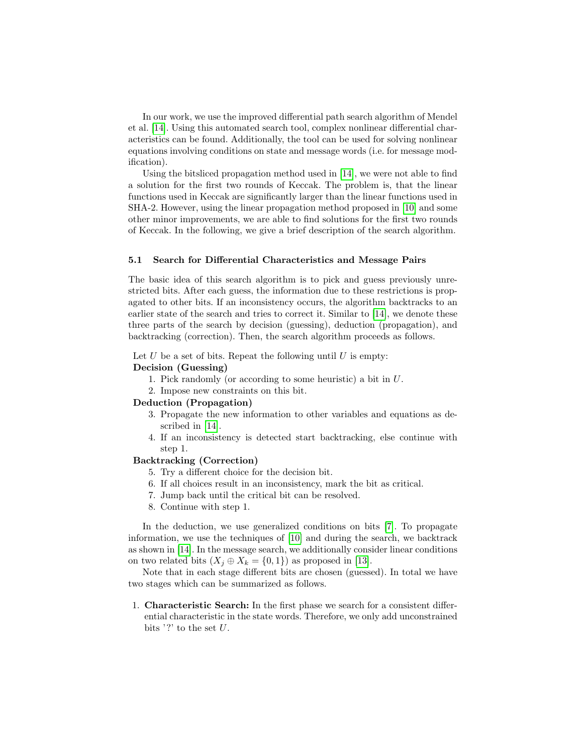In our work, we use the improved differential path search algorithm of Mendel et al. [14]. Using this automated search tool, complex nonlinear differential characteristics can be found. Additionally, the tool can be used for solving nonlinear equations involving conditions on state and message words (i.e. for message modification).

Using the bitsliced propagation method used in [14], we were not able to find a solution for the first two rounds of Keccak. The problem is, that the linear functions used in Keccak are significantly larger than the linear functions used in SHA-2. However, using the linear propagation method proposed in [10] and some other minor improvements, we are able to find solutions for the first two rounds of Keccak. In the following, we give a brief description of the search algorithm.

### 5.1 Search for Differential Characteristics and Message Pairs

The basic idea of this search algorithm is to pick and guess previously unrestricted bits. After each guess, the information due to these restrictions is propagated to other bits. If an inconsistency occurs, the algorithm backtracks to an earlier state of the search and tries to correct it. Similar to [14], we denote these three parts of the search by decision (guessing), deduction (propagation), and backtracking (correction). Then, the search algorithm proceeds as follows.

Let $U$ be a set of bits. Repeat the following until $U$ is empty:

**Decision (Guessing)**

1. Pick randomly (or according to some heuristic) a bit in $U$.
2. Impose new constraints on this bit.

**Deduction (Propagation)**

3. Propagate the new information to other variables and equations as described in [14].
4. If an inconsistency is detected start backtracking, else continue with step 1.

**Backtracking (Correction)**

5. Try a different choice for the decision bit.
6. If all choices result in an inconsistency, mark the bit as critical.
7. Jump back until the critical bit can be resolved.
8. Continue with step 1.

In the deduction, we use generalized conditions on bits [7]. To propagate information, we use the techniques of [10] and during the search, we backtrack as shown in [14]. In the message search, we additionally consider linear conditions on two related bits ($X_j \oplus X_k = \{0, 1\}$) as proposed in [13].

Note that in each stage different bits are chosen (guessed). In total we have two stages which can be summarized as follows.

1. **Characteristic Search:** In the first phase we search for a consistent differential characteristic in the state words. Therefore, we only add unconstrained bits '?' to the set $U$.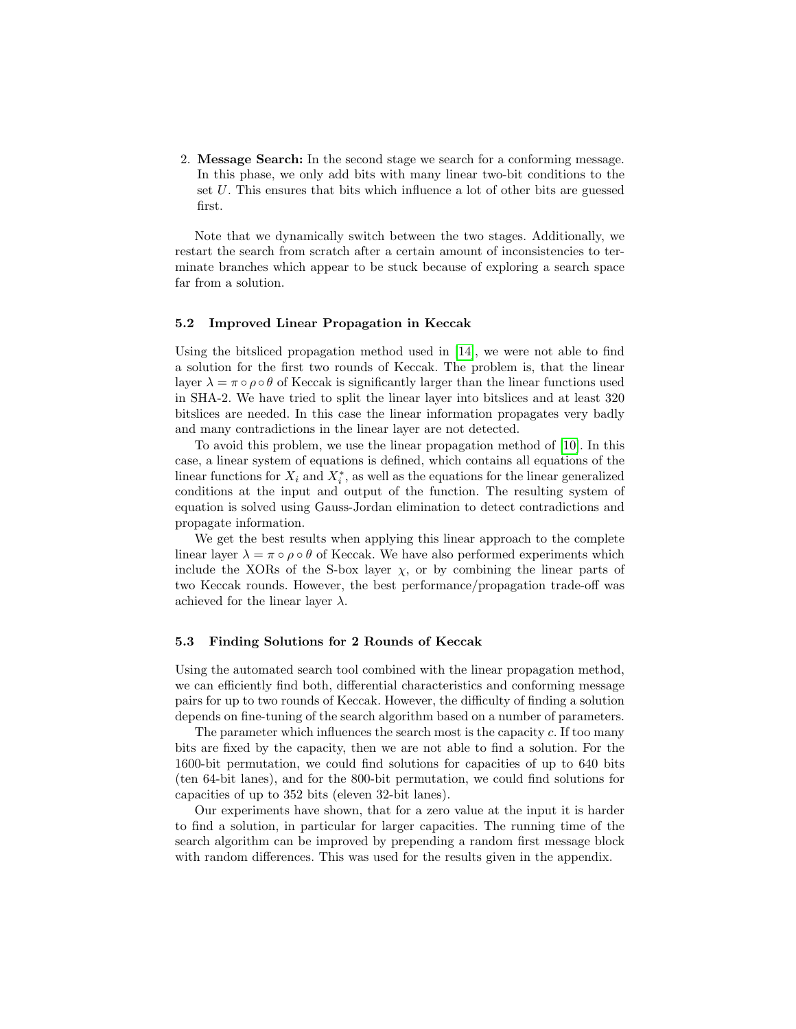2. **Message Search:** In the second stage we search for a conforming message. In this phase, we only add bits with many linear two-bit conditions to the set $U$. This ensures that bits which influence a lot of other bits are guessed first.

Note that we dynamically switch between the two stages. Additionally, we restart the search from scratch after a certain amount of inconsistencies to terminate branches which appear to be stuck because of exploring a search space far from a solution.

### 5.2 Improved Linear Propagation in Keccak

Using the bitsliced propagation method used in [14], we were not able to find a solution for the first two rounds of Keccak. The problem is, that the linear layer $\lambda = \pi \circ \rho \circ \theta$ of Keccak is significantly larger than the linear functions used in SHA-2. We have tried to split the linear layer into bitslices and at least 320 bitslices are needed. In this case the linear information propagates very badly and many contradictions in the linear layer are not detected.

To avoid this problem, we use the linear propagation method of [10]. In this case, a linear system of equations is defined, which contains all equations of the linear functions for $X_i$ and $X_i^*$, as well as the equations for the linear generalized conditions at the input and output of the function. The resulting system of equation is solved using Gauss-Jordan elimination to detect contradictions and propagate information.

We get the best results when applying this linear approach to the complete linear layer $\lambda = \pi \circ \rho \circ \theta$ of Keccak. We have also performed experiments which include the XORs of the S-box layer $\chi$, or by combining the linear parts of two Keccak rounds. However, the best performance/propagation trade-off was achieved for the linear layer $\lambda$.

### 5.3 Finding Solutions for 2 Rounds of Keccak

Using the automated search tool combined with the linear propagation method, we can efficiently find both, differential characteristics and conforming message pairs for up to two rounds of Keccak. However, the difficulty of finding a solution depends on fine-tuning of the search algorithm based on a number of parameters.

The parameter which influences the search most is the capacity $c$. If too many bits are fixed by the capacity, then we are not able to find a solution. For the 1600-bit permutation, we could find solutions for capacities of up to 640 bits (ten 64-bit lanes), and for the 800-bit permutation, we could find solutions for capacities of up to 352 bits (eleven 32-bit lanes).

Our experiments have shown, that for a zero value at the input it is harder to find a solution, in particular for larger capacities. The running time of the search algorithm can be improved by prepending a random first message block with random differences. This was used for the results given in the appendix.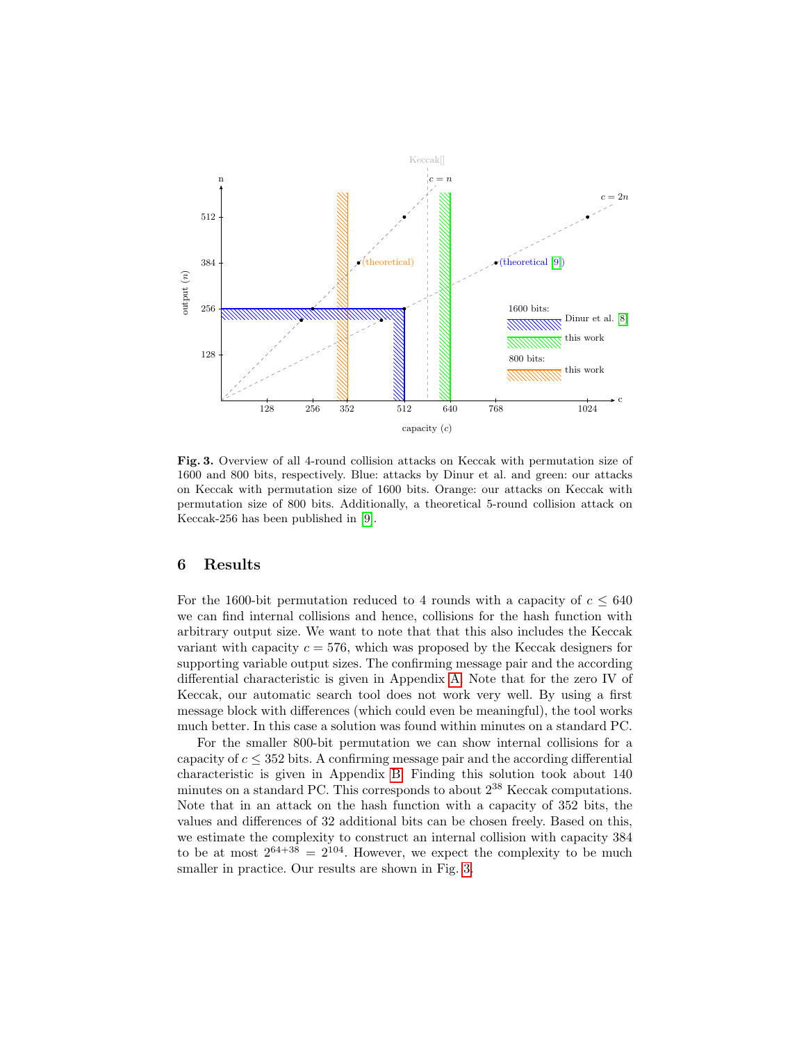**Fig. 3.** Overview of all 4-round collision attacks on Keccak with permutation size of 1600 and 800 bits, respectively. Blue: attacks by Dinur et al. and green: our attacks on Keccak with permutation size of 1600 bits. Orange: our attacks on Keccak with permutation size of 800 bits. Additionally, a theoretical 5-round collision attack on Keccak-256 has been published in [9].

## 6 Results

For the 1600-bit permutation reduced to 4 rounds with a capacity of $c \leq 640$ we can find internal collisions and hence, collisions for the hash function with arbitrary output size. We want to note that that this also includes the Keccak variant with capacity $c = 576$, which was proposed by the Keccak designers for supporting variable output sizes. The confirming message pair and the according differential characteristic is given in Appendix A. Note that for the zero IV of Keccak, our automatic search tool does not work very well. By using a first message block with differences (which could even be meaningful), the tool works much better. In this case a solution was found within minutes on a standard PC.

For the smaller 800-bit permutation we can show internal collisions for a capacity of $c \leq 352$ bits. A confirming message pair and the according differential characteristic is given in Appendix B. Finding this solution took about 140 minutes on a standard PC. This corresponds to about $2^{38}$ Keccak computations. Note that in an attack on the hash function with a capacity of 352 bits, the values and differences of 32 additional bits can be chosen freely. Based on this, we estimate the complexity to construct an internal collision with capacity 384 to be at most $2^{64+38} = 2^{104}$. However, we expect the complexity to be much smaller in practice. Our results are shown in Fig. 3.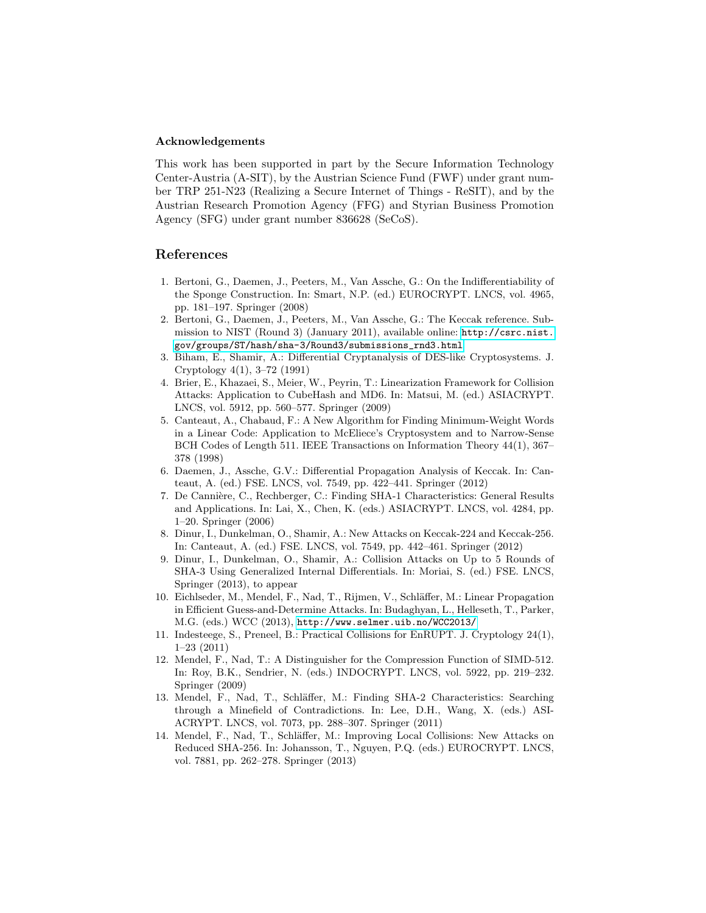### Acknowledgements

This work has been supported in part by the Secure Information Technology Center-Austria (A-SIT), by the Austrian Science Fund (FWF) under grant number TRP 251-N23 (Realizing a Secure Internet of Things - ReSIT), and by the Austrian Research Promotion Agency (FFG) and Styrian Business Promotion Agency (SFG) under grant number 836628 (SeCoS).

## References

1. Bertoni, G., Daemen, J., Peeters, M., Van Assche, G.: On the Indifferentiability of the Sponge Construction. In: Smart, N.P. (ed.) EUROCRYPT. LNCS, vol. 4965, pp. 181–197. Springer (2008)
2. Bertoni, G., Daemen, J., Peeters, M., Van Assche, G.: The Keccak reference. Submission to NIST (Round 3) (January 2011), available online: http://csrc.nist.gov/groups/ST/hash/sha-3/Round3/submissions_rnd3.html
3. Biham, E., Shamir, A.: Differential Cryptanalysis of DES-like Cryptosystems. J. Cryptology 4(1), 3–72 (1991)
4. Brier, E., Khazaei, S., Meier, W., Peyrin, T.: Linearization Framework for Collision Attacks: Application to CubeHash and MD6. In: Matsui, M. (ed.) ASIACRYPT. LNCS, vol. 5912, pp. 560–577. Springer (2009)
5. Canteaut, A., Chabaud, F.: A New Algorithm for Finding Minimum-Weight Words in a Linear Code: Application to McEliece's Cryptosystem and to Narrow-Sense BCH Codes of Length 511. IEEE Transactions on Information Theory 44(1), 367–378 (1998)
6. Daemen, J., Assche, G.V.: Differential Propagation Analysis of Keccak. In: Canteaut, A. (ed.) FSE. LNCS, vol. 7549, pp. 422–441. Springer (2012)
7. De Cannière, C., Rechberger, C.: Finding SHA-1 Characteristics: General Results and Applications. In: Lai, X., Chen, K. (eds.) ASIACRYPT. LNCS, vol. 4284, pp. 1–20. Springer (2006)
8. Dinur, I., Dunkelman, O., Shamir, A.: New Attacks on Keccak-224 and Keccak-256. In: Canteaut, A. (ed.) FSE. LNCS, vol. 7549, pp. 442–461. Springer (2012)
9. Dinur, I., Dunkelman, O., Shamir, A.: Collision Attacks on Up to 5 Rounds of SHA-3 Using Generalized Internal Differentials. In: Moriai, S. (ed.) FSE. LNCS, Springer (2013), to appear
10. Eichlseder, M., Mendel, F., Nad, T., Rijmen, V., Schläffer, M.: Linear Propagation in Efficient Guess-and-Determine Attacks. In: Budaghyan, L., Helleseth, T., Parker, M.G. (eds.) WCC (2013), http://www.selmer.uib.no/WCC2013/
11. Indesteege, S., Preneel, B.: Practical Collisions for EnRUPT. J. Cryptology 24(1), 1–23 (2011)
12. Mendel, F., Nad, T.: A Distinguisher for the Compression Function of SIMD-512. In: Roy, B.K., Sendrier, N. (eds.) INDOCRYPT. LNCS, vol. 5922, pp. 219–232. Springer (2009)
13. Mendel, F., Nad, T., Schläffer, M.: Finding SHA-2 Characteristics: Searching through a Minefield of Contradictions. In: Lee, D.H., Wang, X. (eds.) ASIACRYPT. LNCS, vol. 7073, pp. 288–307. Springer (2011)
14. Mendel, F., Nad, T., Schläffer, M.: Improving Local Collisions: New Attacks on Reduced SHA-256. In: Johansson, T., Nguyen, P.Q. (eds.) EUROCRYPT. LNCS, vol. 7881, pp. 262–278. Springer (2013)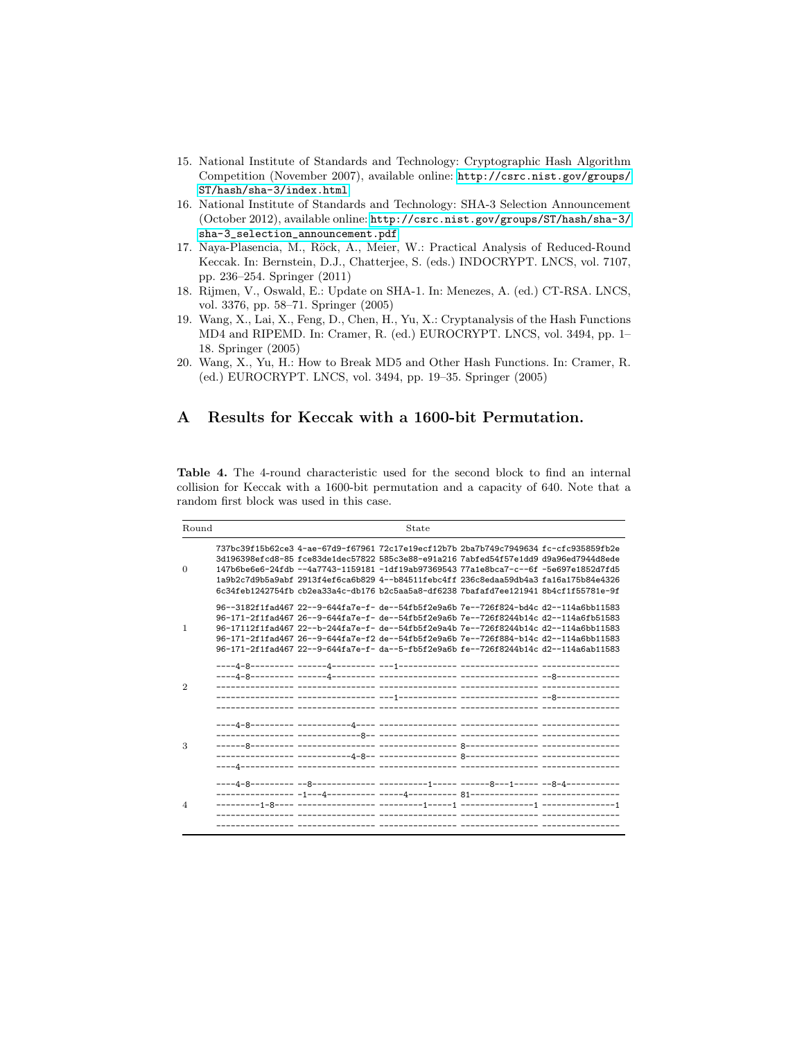15. National Institute of Standards and Technology: Cryptographic Hash Algorithm Competition (November 2007), available online: http://csrc.nist.gov/groups/ST/hash/sha-3/index.html
16. National Institute of Standards and Technology: SHA-3 Selection Announcement (October 2012), available online: http://csrc.nist.gov/groups/ST/hash/sha-3/sha-3_selection_announcement.pdf
17. Naya-Plasencia, M., Röck, A., Meier, W.: Practical Analysis of Reduced-Round Keccak. In: Bernstein, D.J., Chatterjee, S. (eds.) INDOCRYPT. LNCS, vol. 7107, pp. 236–254. Springer (2011)
18. Rijmen, V., Oswald, E.: Update on SHA-1. In: Menezes, A. (ed.) CT-RSA. LNCS, vol. 3376, pp. 58–71. Springer (2005)
19. Wang, X., Lai, X., Feng, D., Chen, H., Yu, X.: Cryptanalysis of the Hash Functions MD4 and RIPEMD. In: Cramer, R. (ed.) EUROCRYPT. LNCS, vol. 3494, pp. 1–18. Springer (2005)
20. Wang, X., Yu, H.: How to Break MD5 and Other Hash Functions. In: Cramer, R. (ed.) EUROCRYPT. LNCS, vol. 3494, pp. 19–35. Springer (2005)

# A Results for Keccak with a 1600-bit Permutation.

**Table 4.** The 4-round characteristic used for the second block to find an internal collision for Keccak with a 1600-bit permutation and a capacity of 640. Note that a random first block was used in this case.

| Round | State |
|---|---|
| 0 | `737bc39f15b62ce3 4-ae-67d9-f67961 72c17e19ecf12b7b 2ba7b749c7949634 fc-cfc935859fb2e`<br>`3d196398efcd8-85 fce83de1dec57822 585c3e88-e91a216 7abfed54f57e1dd9 d9a96ed7944d8ede`<br>`147b6be6e6-24fdb --4a7743-1159181 -1df19ab97369543 77a1e8bca7-c--6f -5e697e1852d7fd5`<br>`1a9b2c7d9b5a9abf 2913f4ef6ca6b829 4--b84511febc4ff 236c8edaa59db4a3 fa16a175b84e4326`<br>`6c34feb1242754fb cb2ea33a4c-db176 b2c5aa5a8-df6238 7bafafd7ee121941 8b4cf1f55781e-9f` |
| 1 | `96--3182f1fad467 22--9-644fa7e-f- de--54fb5f2e9a6b 7e--726f824-bd4c d2--114a6bb11583`<br>`96-171-2f1fad467 26--9-644fa7e-f- de--54fb5f2e9a6b 7e--726f8244b14c d2--114a6fb51583`<br>`96-17112f1fad467 22--b-244fa7e-f- de--54fb5f2e9a4b 7e--726f8244b14c d2--114a6bb11583`<br>`96-171-2f1fad467 26--9-644fa7e-f2 de--54fb5f2e9a6b 7e--726f884-b14c d2--114a6bb11583`<br>`96-171-2f1fad467 22--9-644fa7e-f- da--5-fb5f2e9a6b fe--726f8244b14c d2--114a6ab11583` |
| 2 | `----4-8--------- ------4--------- ---1------------ ---------------- ----------------`<br>`----4-8--------- ------4--------- ---------------- ---------------- --8-------------`<br>`---------------- ---------------- ---------------- ---------------- ----------------`<br>`---------------- ---------------- ---1------------ ---------------- --8-------------`<br>`---------------- ---------------- ---------------- ---------------- ----------------` |
| 3 | `----4-8--------- -----------4---- ---------------- ---------------- ----------------`<br>`---------------- ------------8--- ---------------- ---------------- ----------------`<br>`------8--------- ---------------- ---------------- 8--------------- ----------------`<br>`---------------- -----------4-8-- ---------------- 8--------------- ----------------`<br>`----4----------- ---------------- ---------------- ---------------- ----------------` |
| 4 | `----4-8--------- --8------------- ----------1----- ------8---1----- --8-4-----------`<br>`---------------- -1---4---------- -----4---------- 81-------------- ----------------`<br>`---------1-8---- ---------------- ---------1-----1 --------------1 ---------------1`<br>`---------------- ---------------- ---------------- ---------------- ----------------`<br>`---------------- ---------------- ---------------- ---------------- ----------------` |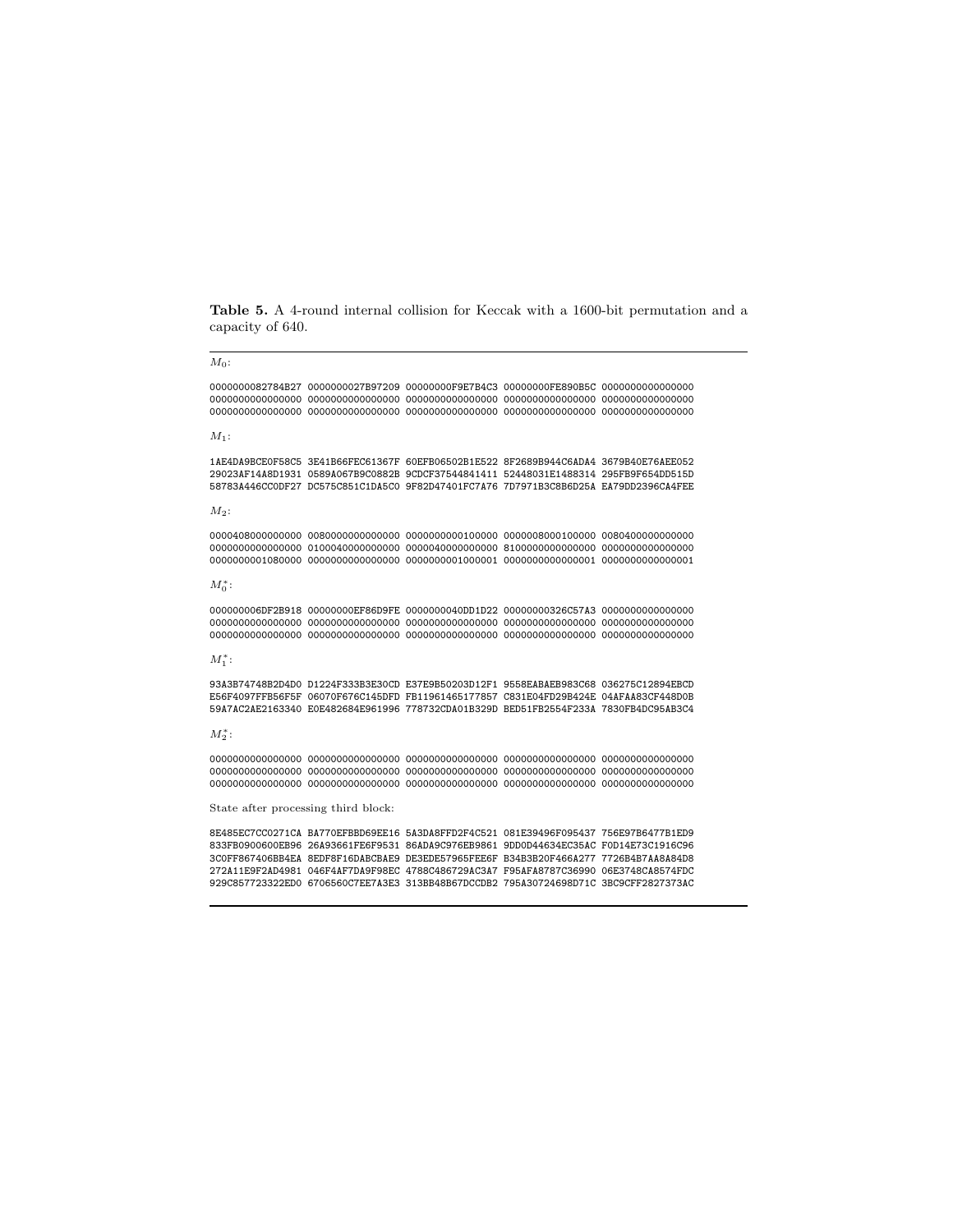**Table 5.** A 4-round internal collision for Keccak with a 1600-bit permutation and a capacity of 640.

$M_0$:

```
0000000082784B27 0000000027B97209 00000000F9E7B4C3 00000000FE890B5C 0000000000000000
0000000000000000 0000000000000000 0000000000000000 0000000000000000 0000000000000000
0000000000000000 0000000000000000 0000000000000000 0000000000000000 0000000000000000
```

$M_1$:

```
1AE4DA9BCE0F58C5 3E41B66FEC61367F 60EFB06502B1E522 8F2689B944C6ADA4 3679B40E76AEE052
29023AF14A8D1931 0589A067B9C0882B 9CDCF37544841411 52448031E1488314 295FB9F654DD515D
58783A446CC0DF27 DC575C851C1DA5C0 9F82D47401FC7A76 7D7971B3C8B6D25A EA79DD2396CA4FEE
```

$M_2$:

```
0000408000000000 0080000000000000 0000000000100000 0000008000100000 0080400000000000
0000000000000000 0100040000000000 0000040000000000 8100000000000000 0000000000000000
0000000001080000 0000000000000000 0000000001000001 0000000000000001 0000000000000001
```

$M_0^*$:

```
000000006DF2B918 00000000EF86D9FE 0000000040DD1D22 00000000326C57A3 0000000000000000
0000000000000000 0000000000000000 0000000000000000 0000000000000000 0000000000000000
0000000000000000 0000000000000000 0000000000000000 0000000000000000 0000000000000000
```

$M_1^*$:

```
93A3B74748B2D4D0 D1224F333B3E30CD E37E9B50203D12F1 9558EABAEB983C68 036275C12894EBCD
E56F4097FFB56F5F 06070F676C145DFD FB11961465177857 C831E04FD29B424E 04AFAA83CF448D0B
59A7AC2AE2163340 E0E482684E961996 778732CDA01B329D BED51FB2554F233A 7830FB4DC95AB3C4
```

$M_2^*$:

```
0000000000000000 0000000000000000 0000000000000000 0000000000000000 0000000000000000
0000000000000000 0000000000000000 0000000000000000 0000000000000000 0000000000000000
0000000000000000 0000000000000000 0000000000000000 0000000000000000 0000000000000000
```

State after processing third block:

```
8E485EC7CC0271CA BA770EFBBD69EE16 5A3DA8FFD2F4C521 081E39496F095437 756E97B6477B1ED9
833FB0900600EB96 26A93661FE6F9531 86ADA9C976EB9861 9DD0D44634EC35AC F0D14E73C1916C96
3C0FF867406BB4EA 8EDF8F16DABCBAE9 DE3EDE57965FEE6F B34B3B20F466A277 7726B4B7AA8A84D8
272A11E9F2AD4981 046F4AF7DA9F98EC 4788C486729AC3A7 F95AFA8787C36990 06E3748CA8574FDC
929C857723322ED0 6706560C7EE7A3E3 313BB48B67DCCDB2 795A30724698D71C 3BC9CFF2827373AC
```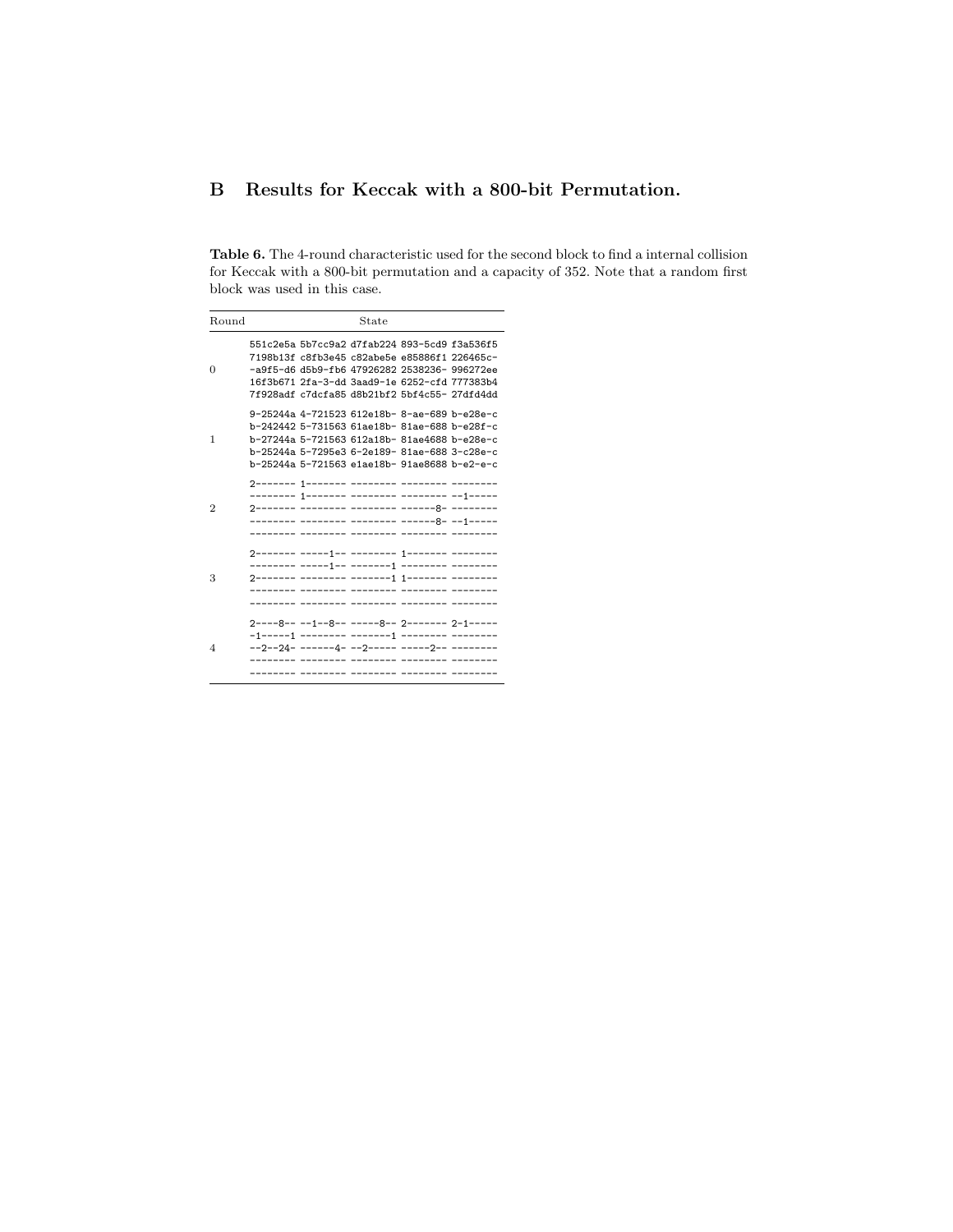## B Results for Keccak with a 800-bit Permutation.

**Table 6.** The 4-round characteristic used for the second block to find a internal collision for Keccak with a 800-bit permutation and a capacity of 352. Note that a random first block was used in this case.

| Round | State |
|---|---|
| 0 | 551c2e5a 5b7cc9a2 d7fab224 893-5cd9 f3a536f5<br>7198b13f c8fb3e45 c82abe5e e85886f1 226465c-<br>-a9f5-d6 d5b9-fb6 47926282 2538236- 996272ee<br>16f3b671 2fa-3-dd 3aad9-1e 6252-cfd 777383b4<br>7f928adf c7dcfa85 d8b21bf2 5bf4c55- 27dfd4dd |
| 1 | 9-25244a 4-721523 612e18b- 8-ae-689 b-e28e-c<br>b-242442 5-731563 61ae18b- 81ae-688 b-e28f-c<br>b-27244a 5-721563 612a18b- 81ae4688 b-e28e-c<br>b-25244a 5-7295e3 6-2e189- 81ae-688 3-c28e-c<br>b-25244a 5-721563 e1ae18b- 91ae8688 b-e2-e-c |
| 2 | 2------- 1------- -------- -------- --------<br>-------- 1------- -------- -------- --1-----<br>2------- -------- -------- ------8- --------<br>-------- -------- -------- ------8- --1-----<br>-------- -------- -------- -------- -------- |
| 3 | 2------- -----1-- -------- 1------- --------<br>-------- -----1-- -------1 -------- --------<br>2------- -------- -------1 1------- --------<br>-------- -------- -------- -------- --------<br>-------- -------- -------- -------- -------- |
| 4 | 2----8-- --1--8-- -----8-- 2------- 2-1-----<br>-1-----1 -------- -------1 -------- --------<br>--2--24- ------4- --2----- -----2-- --------<br>-------- -------- -------- -------- --------<br>-------- -------- -------- -------- -------- |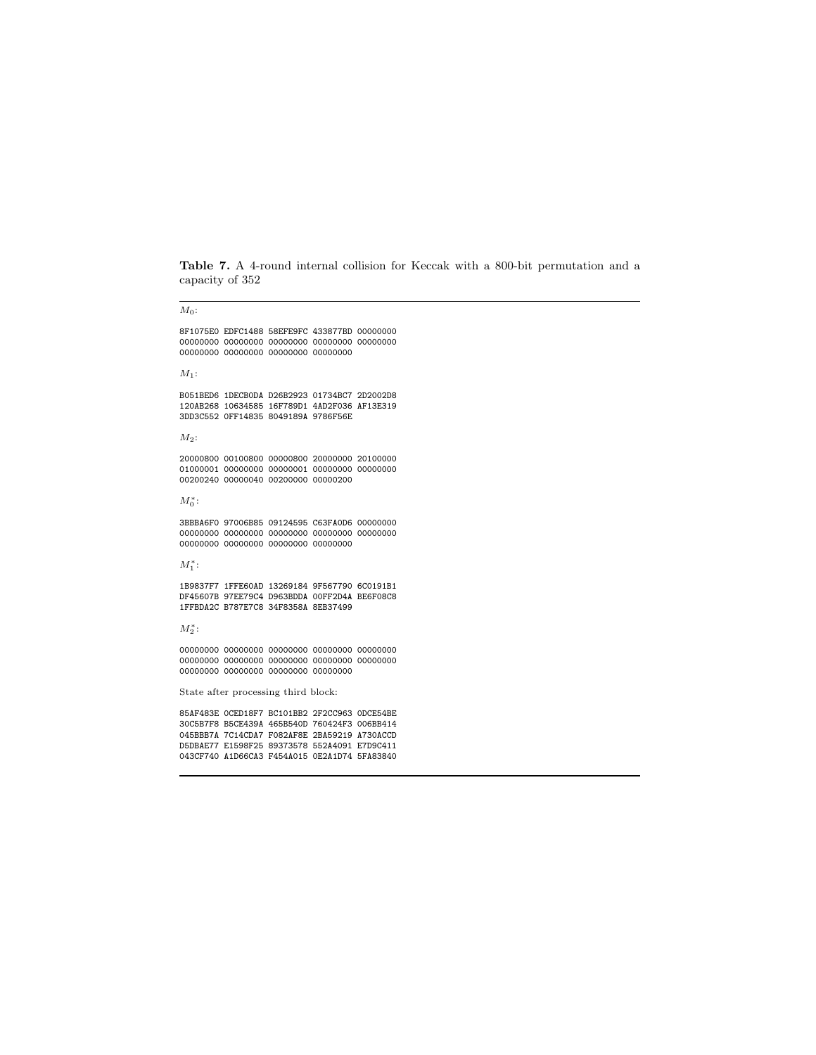**Table 7.** A 4-round internal collision for Keccak with a 800-bit permutation and a capacity of 352

---

$M_0$:

```
8F1075E0 EDFC1488 58EFE9FC 433877BD 00000000
00000000 00000000 00000000 00000000 00000000
00000000 00000000 00000000 00000000
```

$M_1$:

```
B051BED6 1DECB0DA D26B2923 01734BC7 2D2002D8
120AB268 10634585 16F789D1 4AD2F036 AF13E319
3DD3C552 0FF14835 8049189A 9786F56E
```

$M_2$:

```
20000800 00100800 00000800 20000000 20100000
01000001 00000000 00000001 00000000 00000000
00200240 00000040 00200000 00000200
```

$M_0^*$:

```
3BBBA6F0 97006B85 09124595 C63FA0D6 00000000
00000000 00000000 00000000 00000000 00000000
00000000 00000000 00000000 00000000
```

$M_1^*$:

```
1B9837F7 1FFE60AD 13269184 9F567790 6C0191B1
DF45607B 97EE79C4 D963BDDA 00FF2D4A BE6F08C8
1FFBDA2C B787E7C8 34F8358A 8EB37499
```

$M_2^*$:

```
00000000 00000000 00000000 00000000 00000000
00000000 00000000 00000000 00000000 00000000
00000000 00000000 00000000 00000000
```

State after processing third block:

```
85AF483E 0CED18F7 BC101BB2 2F2CC963 0DCE54BE
30C5B7F8 B5CE439A 465B540D 760424F3 006BB414
045BBB7A 7C14CDA7 F082AF8E 2BA59219 A730ACCD
D5DBAE77 E1598F25 89373578 552A4091 E7D9C411
043CF740 A1D66CA3 F454A015 0E2A1D74 5FA83840
```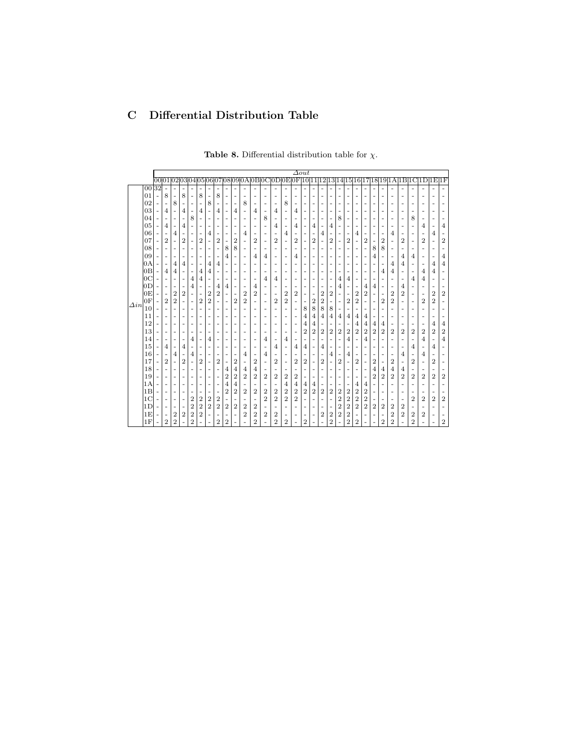## C Differential Distribution Table

**Table 8.** Differential distribution table for $\chi$.

| $\Delta in$ \ $\Delta out$ | 00 | 01 | 02 | 03 | 04 | 05 | 06 | 07 | 08 | 09 | 0A | 0B | 0C | 0D | 0E | 0F | 10 | 11 | 12 | 13 | 14 | 15 | 16 | 17 | 18 | 19 | 1A | 1B | 1C | 1D | 1E | 1F |
|---|---|---|---|---|---|---|---|---|---|---|---|---|---|---|---|---|---|---|---|---|---|---|---|---|---|---|---|---|---|---|---|---|
| 00 | 32 | - | - | - | - | - | - | - | - | - | - | - | - | - | - | - | - | - | - | - | - | - | - | - | - | - | - | - | - | - | - | - |
| 01 | - | 8 | - | 8 | - | 8 | - | 8 | - | - | - | - | - | - | - | - | - | - | - | - | - | - | - | - | - | - | - | - | - | - | - | - |
| 02 | - | - | 8 | - | - | - | 8 | - | - | - | 8 | - | - | - | 8 | - | - | - | - | - | - | - | - | - | - | - | - | - | - | - | - | - |
| 03 | - | 4 | - | 4 | - | 4 | - | 4 | - | 4 | - | 4 | - | 4 | - | 4 | - | - | - | - | - | - | - | - | - | - | - | - | - | - | - | - |
| 04 | - | - | - | - | 8 | - | - | - | - | - | - | - | 8 | - | - | - | - | - | - | - | 8 | - | - | - | - | - | - | - | 8 | - | - | - |
| 05 | - | 4 | - | 4 | - | - | - | - | - | - | - | - | - | 4 | - | 4 | - | 4 | - | 4 | - | - | - | - | - | - | - | - | - | 4 | - | 4 |
| 06 | - | - | 4 | - | - | - | 4 | - | - | - | 4 | - | - | - | 4 | - | - | - | 4 | - | - | - | 4 | - | - | - | 4 | - | - | - | 4 | - |
| 07 | - | 2 | - | 2 | - | 2 | - | 2 | - | 2 | - | 2 | - | 2 | - | 2 | - | 2 | - | 2 | - | 2 | - | 2 | - | 2 | - | 2 | - | 2 | - | 2 |
| 08 | - | - | - | - | - | - | - | - | 8 | 8 | - | - | - | - | - | - | - | - | - | - | - | - | - | - | 8 | 8 | - | - | - | - | - | - |
| 09 | - | - | - | - | - | - | - | - | 4 | - | - | 4 | 4 | - | - | 4 | - | - | - | - | - | - | - | - | 4 | - | - | 4 | 4 | - | - | 4 |
| 0A | - | - | 4 | 4 | - | - | 4 | 4 | - | - | - | - | - | - | - | - | - | - | - | - | - | - | - | - | - | - | 4 | 4 | - | - | 4 | 4 |
| 0B | - | 4 | 4 | - | - | 4 | 4 | - | - | - | - | - | - | - | - | - | - | - | - | - | - | - | - | - | - | 4 | 4 | - | - | 4 | 4 | - |
| 0C | - | - | - | - | 4 | 4 | - | - | - | - | - | - | 4 | 4 | - | - | - | - | - | - | 4 | 4 | - | - | - | - | - | - | 4 | 4 | - | - |
| 0D | - | - | - | - | 4 | - | - | 4 | 4 | - | - | 4 | - | - | - | - | - | - | - | - | 4 | - | - | 4 | 4 | - | - | 4 | - | - | - | - |
| 0E | - | - | 2 | 2 | - | - | 2 | 2 | - | - | 2 | 2 | - | - | 2 | 2 | - | - | 2 | 2 | - | - | 2 | 2 | - | - | 2 | 2 | - | - | 2 | 2 |
| 0F | - | 2 | 2 | - | - | 2 | 2 | - | - | 2 | 2 | - | - | 2 | 2 | - | - | 2 | 2 | - | - | 2 | 2 | - | - | 2 | 2 | - | - | 2 | 2 | - |
| 10 | - | - | - | - | - | - | - | - | - | - | - | - | - | - | - | - | 8 | 8 | 8 | 8 | - | - | - | - | - | - | - | - | - | - | - | - |
| 11 | - | - | - | - | - | - | - | - | - | - | - | - | - | - | - | - | 4 | 4 | 4 | 4 | 4 | 4 | 4 | 4 | - | - | - | - | - | - | - | - |
| 12 | - | - | - | - | - | - | - | - | - | - | - | - | - | - | - | - | 4 | 4 | - | - | - | - | 4 | 4 | 4 | 4 | - | - | - | - | 4 | 4 |
| 13 | - | - | - | - | - | - | - | - | - | - | - | - | - | - | - | - | 2 | 2 | 2 | 2 | 2 | 2 | 2 | 2 | 2 | 2 | 2 | 2 | 2 | 2 | 2 | 2 |
| 14 | - | - | - | - | 4 | - | 4 | - | - | - | - | - | 4 | - | 4 | - | - | - | - | - | - | 4 | - | 4 | - | - | - | - | - | 4 | - | 4 |
| 15 | - | 4 | - | 4 | - | - | - | - | - | - | - | - | - | 4 | - | 4 | 4 | - | 4 | - | - | - | - | - | - | - | - | - | 4 | - | 4 | - |
| 16 | - | - | 4 | - | 4 | - | - | - | - | - | 4 | - | 4 | - | - | - | - | - | - | 4 | - | 4 | - | - | - | - | - | 4 | - | 4 | - | - |
| 17 | - | 2 | - | 2 | - | 2 | - | 2 | - | 2 | - | 2 | - | 2 | - | 2 | 2 | - | 2 | - | 2 | - | 2 | - | 2 | - | 2 | - | 2 | - | 2 | - |
| 18 | - | - | - | - | - | - | - | - | 4 | 4 | 4 | 4 | - | - | - | - | - | - | - | - | - | - | - | - | 4 | 4 | 4 | 4 | - | - | - | - |
| 19 | - | - | - | - | - | - | - | - | 2 | 2 | 2 | 2 | 2 | 2 | 2 | 2 | - | - | - | - | - | - | - | - | 2 | 2 | 2 | 2 | 2 | 2 | 2 | 2 |
| 1A | - | - | - | - | - | - | - | - | 4 | 4 | - | - | - | - | 4 | 4 | 4 | 4 | - | - | - | - | 4 | 4 | - | - | - | - | - | - | - | - |
| 1B | - | - | - | - | - | - | - | - | 2 | 2 | 2 | 2 | 2 | 2 | 2 | 2 | 2 | 2 | 2 | 2 | 2 | 2 | 2 | 2 | - | - | - | - | - | - | - | - |
| 1C | - | - | - | - | 2 | 2 | 2 | 2 | - | - | - | - | 2 | 2 | 2 | 2 | - | - | - | - | 2 | 2 | 2 | 2 | - | - | - | - | 2 | 2 | 2 | 2 |
| 1D | - | - | - | - | 2 | 2 | 2 | 2 | 2 | 2 | 2 | 2 | - | - | - | - | - | - | - | - | 2 | 2 | 2 | 2 | 2 | 2 | 2 | 2 | - | - | - | - |
| 1E | - | - | 2 | 2 | 2 | 2 | - | - | - | - | 2 | 2 | 2 | 2 | - | - | - | - | 2 | 2 | 2 | 2 | - | - | - | - | 2 | 2 | 2 | 2 | - | - |
| 1F | - | 2 | 2 | - | 2 | - | - | 2 | 2 | - | - | 2 | - | 2 | 2 | - | 2 | - | - | 2 | - | 2 | 2 | - | - | 2 | 2 | - | 2 | - | - | 2 |